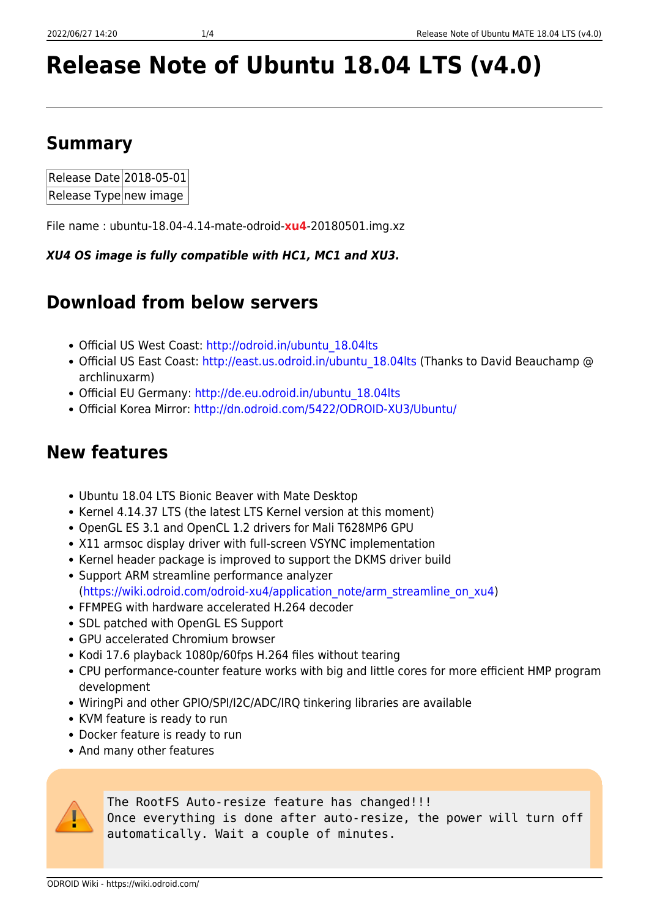# Release Note of Ubuntu 18.04 LTS (v4.0)

## Summary

| Release Date | 2018-05-01 |
| --- | --- |
| Release Type | new image |

File name : ubuntu-18.04-4.14-mate-odroid-**xu4**-20180501.img.xz

***XU4 OS image is fully compatible with HC1, MC1 and XU3.***

## Download from below servers

- Official US West Coast: http://odroid.in/ubuntu_18.04lts
- Official US East Coast: http://east.us.odroid.in/ubuntu_18.04lts (Thanks to David Beauchamp @ archlinuxarm)
- Official EU Germany: http://de.eu.odroid.in/ubuntu_18.04lts
- Official Korea Mirror: http://dn.odroid.com/5422/ODROID-XU3/Ubuntu/

## New features

- Ubuntu 18.04 LTS Bionic Beaver with Mate Desktop
- Kernel 4.14.37 LTS (the latest LTS Kernel version at this moment)
- OpenGL ES 3.1 and OpenCL 1.2 drivers for Mali T628MP6 GPU
- X11 armsoc display driver with full-screen VSYNC implementation
- Kernel header package is improved to support the DKMS driver build
- Support ARM streamline performance analyzer (https://wiki.odroid.com/odroid-xu4/application_note/arm_streamline_on_xu4)
- FFMPEG with hardware accelerated H.264 decoder
- SDL patched with OpenGL ES Support
- GPU accelerated Chromium browser
- Kodi 17.6 playback 1080p/60fps H.264 files without tearing
- CPU performance-counter feature works with big and little cores for more efficient HMP program development
- WiringPi and other GPIO/SPI/I2C/ADC/IRQ tinkering libraries are available
- KVM feature is ready to run
- Docker feature is ready to run
- And many other features

```
The RootFS Auto-resize feature has changed!!!
Once everything is done after auto-resize, the power will turn off
automatically. Wait a couple of minutes.
```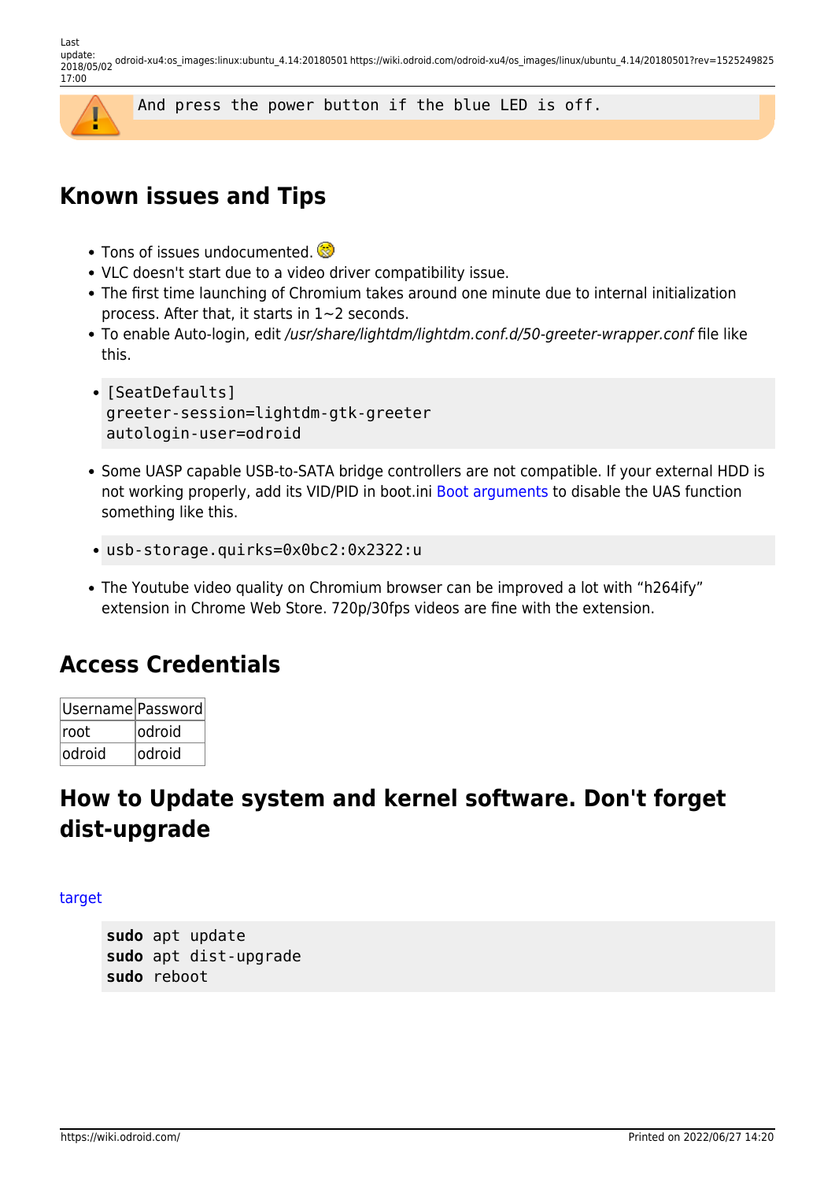```
And press the power button if the blue LED is off.
```

## Known issues and Tips

- Tons of issues undocumented.
- VLC doesn't start due to a video driver compatibility issue.
- The first time launching of Chromium takes around one minute due to internal initialization process. After that, it starts in 1~2 seconds.
- To enable Auto-login, edit */usr/share/lightdm/lightdm.conf.d/50-greeter-wrapper.conf* file like this.

```
[SeatDefaults]
greeter-session=lightdm-gtk-greeter
autologin-user=odroid
```

- Some UASP capable USB-to-SATA bridge controllers are not compatible. If your external HDD is not working properly, add its VID/PID in boot.ini Boot arguments to disable the UAS function something like this.

```
usb-storage.quirks=0x0bc2:0x2322:u
```

- The Youtube video quality on Chromium browser can be improved a lot with “h264ify” extension in Chrome Web Store. 720p/30fps videos are fine with the extension.

## Access Credentials

| Username | Password |
| --- | --- |
| root | odroid |
| odroid | odroid |

## How to Update system and kernel software. Don't forget dist-upgrade

target

```
sudo apt update
sudo apt dist-upgrade
sudo reboot
```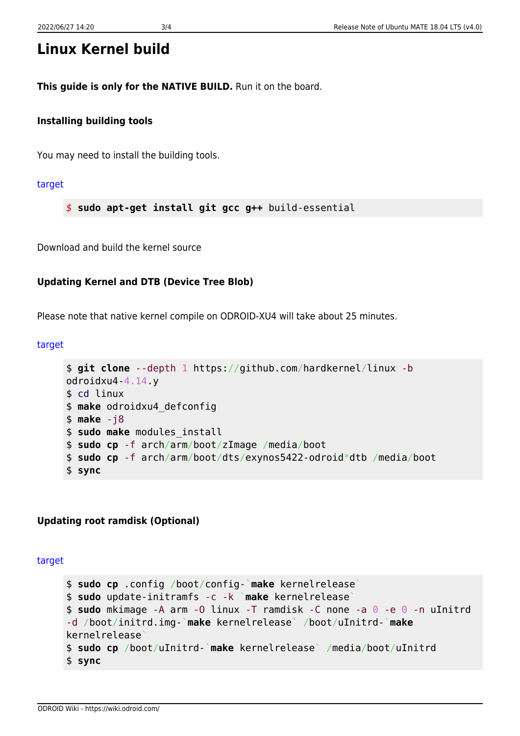# Linux Kernel build

**This guide is only for the NATIVE BUILD.** Run it on the board.

### Installing building tools

You may need to install the building tools.

target

```
$ sudo apt-get install git gcc g++ build-essential
```

Download and build the kernel source

### Updating Kernel and DTB (Device Tree Blob)

Please note that native kernel compile on ODROID-XU4 will take about 25 minutes.

target

```
$ git clone --depth 1 https://github.com/hardkernel/linux -b odroidxu4-4.14.y
$ cd linux
$ make odroidxu4_defconfig
$ make -j8
$ sudo make modules_install
$ sudo cp -f arch/arm/boot/zImage /media/boot
$ sudo cp -f arch/arm/boot/dts/exynos5422-odroid*dtb /media/boot
$ sync
```

### Updating root ramdisk (Optional)

target

```
$ sudo cp .config /boot/config-`make kernelrelease`
$ sudo update-initramfs -c -k `make kernelrelease`
$ sudo mkimage -A arm -O linux -T ramdisk -C none -a 0 -e 0 -n uInitrd -d /boot/initrd.img-`make kernelrelease` /boot/uInitrd-`make kernelrelease`
$ sudo cp /boot/uInitrd-`make kernelrelease` /media/boot/uInitrd
$ sync
```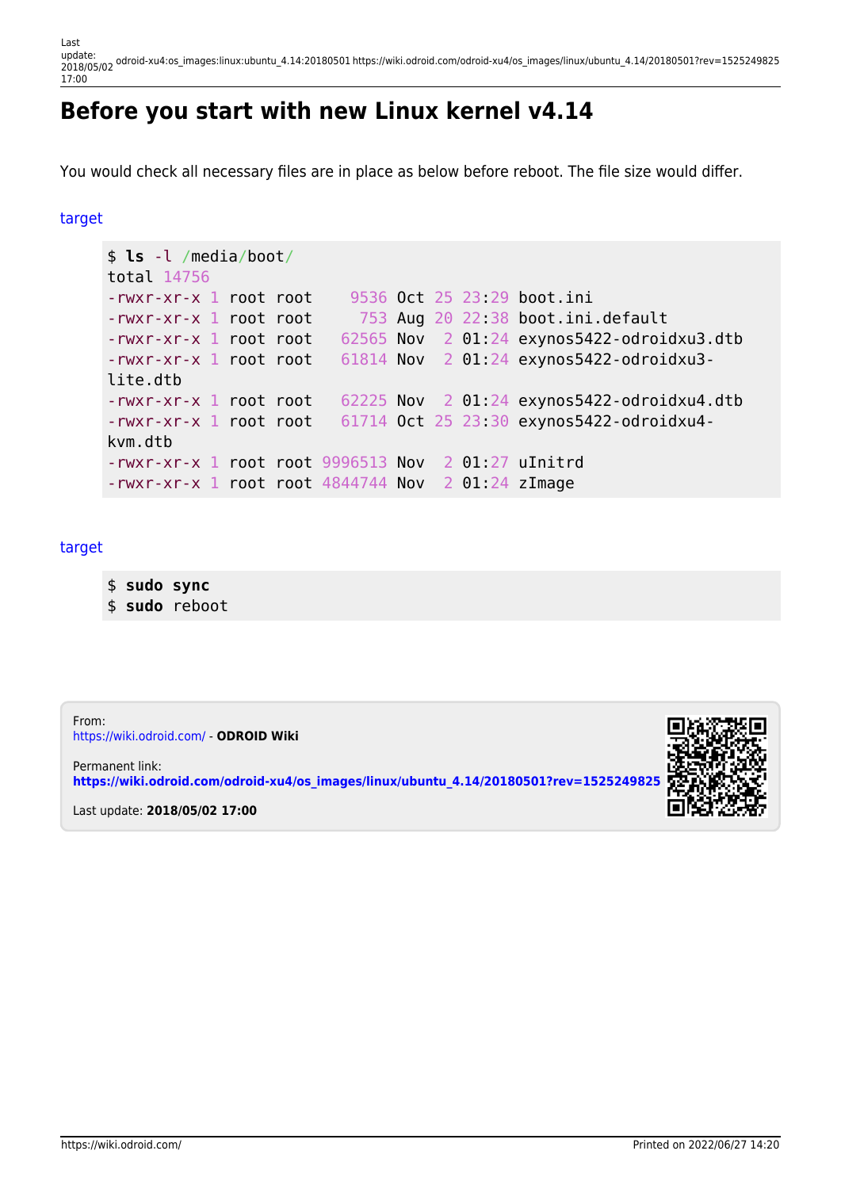# Before you start with new Linux kernel v4.14

You would check all necessary files are in place as below before reboot. The file size would differ.

target

```
$ ls -l /media/boot/
total 14756
-rwxr-xr-x 1 root root    9536 Oct 25 23:29 boot.ini
-rwxr-xr-x 1 root root     753 Aug 20 22:38 boot.ini.default
-rwxr-xr-x 1 root root   62565 Nov  2 01:24 exynos5422-odroidxu3.dtb
-rwxr-xr-x 1 root root   61814 Nov  2 01:24 exynos5422-odroidxu3-lite.dtb
-rwxr-xr-x 1 root root   62225 Nov  2 01:24 exynos5422-odroidxu4.dtb
-rwxr-xr-x 1 root root   61714 Oct 25 23:30 exynos5422-odroidxu4-kvm.dtb
-rwxr-xr-x 1 root root 9996513 Nov  2 01:27 uInitrd
-rwxr-xr-x 1 root root 4844744 Nov  2 01:24 zImage
```

target

```
$ sudo sync
$ sudo reboot
```

From:
https://wiki.odroid.com/ - **ODROID Wiki**

Permanent link:
**https://wiki.odroid.com/odroid-xu4/os_images/linux/ubuntu_4.14/20180501?rev=1525249825**

Last update: **2018/05/02 17:00**